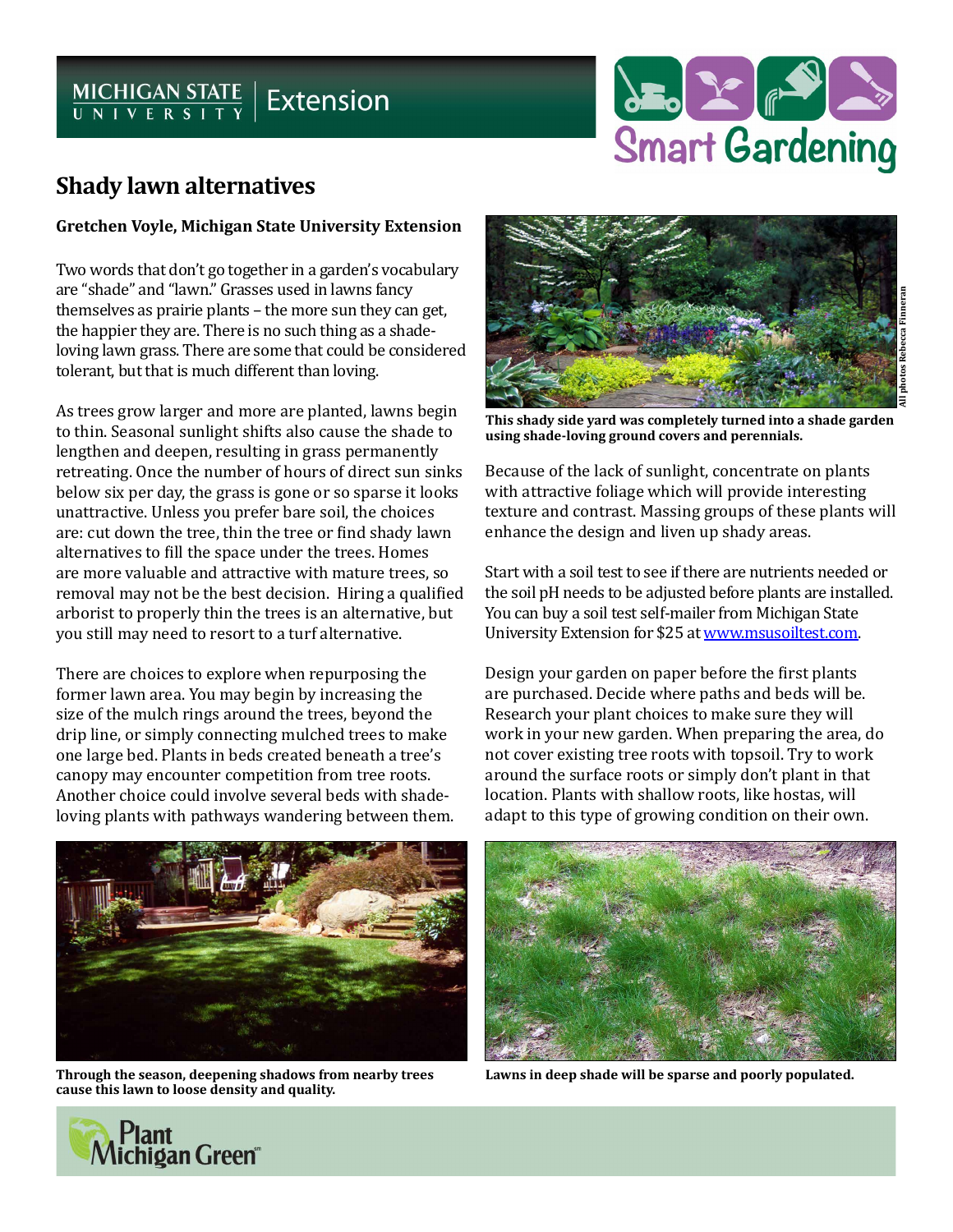# Shady lawn alternatives

**Gretchen Voyle, Michigan State University Extension**

Two words that don't go together in a garden's vocabulary are "shade" and "lawn." Grasses used in lawns fancy themselves as prairie plants – the more sun they can get, the happier they are. There is no such thing as a shade-loving lawn grass. There are some that could be considered tolerant, but that is much different than loving.

As trees grow larger and more are planted, lawns begin to thin. Seasonal sunlight shifts also cause the shade to lengthen and deepen, resulting in grass permanently retreating. Once the number of hours of direct sun sinks below six per day, the grass is gone or so sparse it looks unattractive. Unless you prefer bare soil, the choices are: cut down the tree, thin the tree or find shady lawn alternatives to fill the space under the trees. Homes are more valuable and attractive with mature trees, so removal may not be the best decision. Hiring a qualified arborist to properly thin the trees is an alternative, but you still may need to resort to a turf alternative.

There are choices to explore when repurposing the former lawn area. You may begin by increasing the size of the mulch rings around the trees, beyond the drip line, or simply connecting mulched trees to make one large bed. Plants in beds created beneath a tree's canopy may encounter competition from tree roots. Another choice could involve several beds with shade-loving plants with pathways wandering between them.

**Through the season, deepening shadows from nearby trees cause this lawn to loose density and quality.**

**This shady side yard was completely turned into a shade garden using shade-loving ground covers and perennials.**

All photos Rebecca Finneran

Because of the lack of sunlight, concentrate on plants with attractive foliage which will provide interesting texture and contrast. Massing groups of these plants will enhance the design and liven up shady areas.

Start with a soil test to see if there are nutrients needed or the soil pH needs to be adjusted before plants are installed. You can buy a soil test self-mailer from Michigan State University Extension for $25 at www.msusoiltest.com.

Design your garden on paper before the first plants are purchased. Decide where paths and beds will be. Research your plant choices to make sure they will work in your new garden. When preparing the area, do not cover existing tree roots with topsoil. Try to work around the surface roots or simply don't plant in that location. Plants with shallow roots, like hostas, will adapt to this type of growing condition on their own.

**Lawns in deep shade will be sparse and poorly populated.**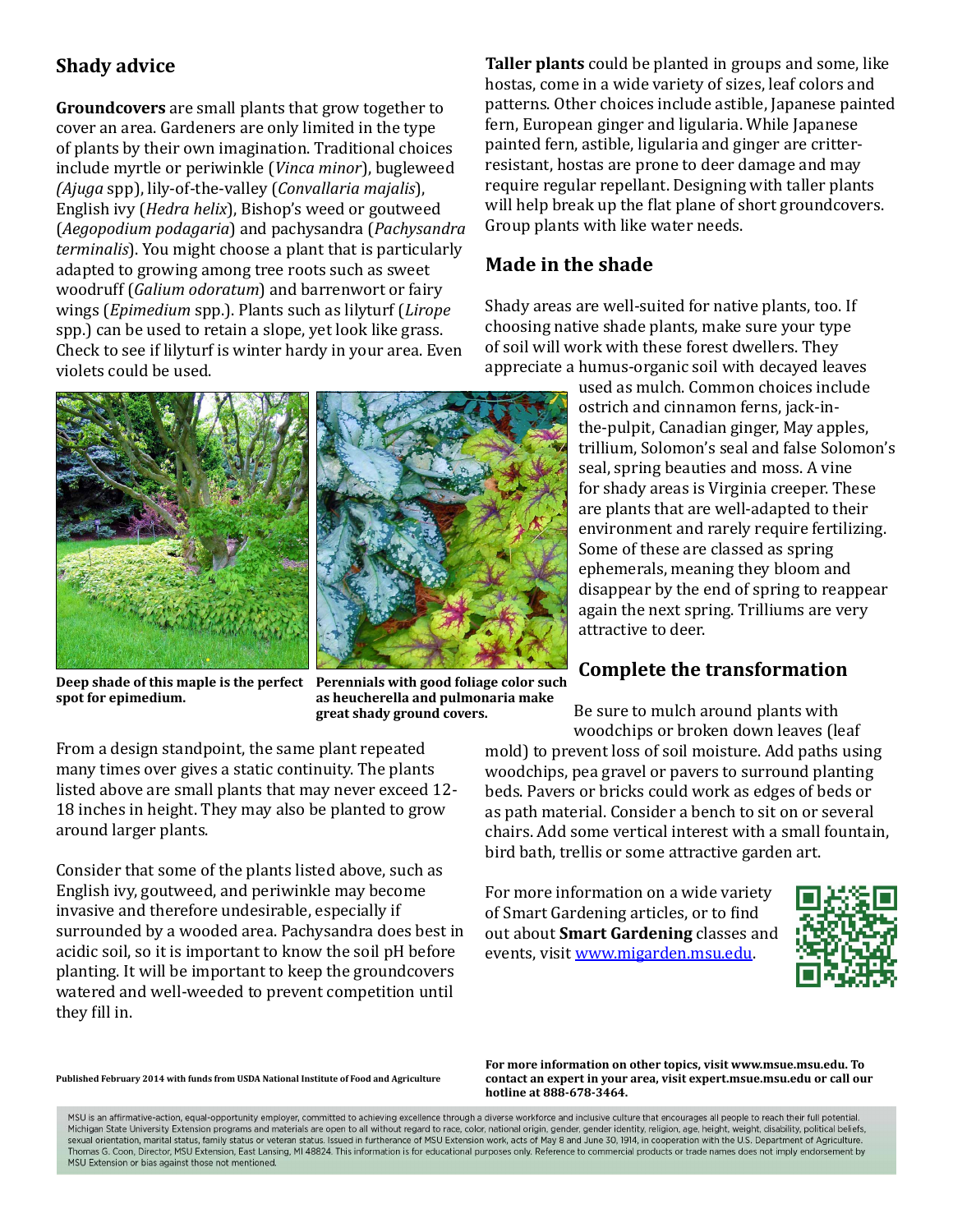## Shady advice

**Groundcovers** are small plants that grow together to cover an area. Gardeners are only limited in the type of plants by their own imagination. Traditional choices include myrtle or periwinkle (*Vinca minor*), bugleweed (*Ajuga* spp), lily-of-the-valley (*Convallaria majalis*), English ivy (*Hedra helix*), Bishop's weed or goutweed (*Aegopodium podagaria*) and pachysandra (*Pachysandra terminalis*). You might choose a plant that is particularly adapted to growing among tree roots such as sweet woodruff (*Galium odoratum*) and barrenwort or fairy wings (*Epimedium* spp.). Plants such as lilyturf (*Lirope* spp.) can be used to retain a slope, yet look like grass. Check to see if lilyturf is winter hardy in your area. Even violets could be used.

**Deep shade of this maple is the perfect spot for epimedium.**

**Perennials with good foliage color such as heucherella and pulmonaria make great shady ground covers.**

From a design standpoint, the same plant repeated many times over gives a static continuity. The plants listed above are small plants that may never exceed 12-18 inches in height. They may also be planted to grow around larger plants.

Consider that some of the plants listed above, such as English ivy, goutweed, and periwinkle may become invasive and therefore undesirable, especially if surrounded by a wooded area. Pachysandra does best in acidic soil, so it is important to know the soil pH before planting. It will be important to keep the groundcovers watered and well-weeded to prevent competition until they fill in.

**Taller plants** could be planted in groups and some, like hostas, come in a wide variety of sizes, leaf colors and patterns. Other choices include astible, Japanese painted fern, European ginger and ligularia. While Japanese painted fern, astible, ligularia and ginger are critter-resistant, hostas are prone to deer damage and may require regular repellant. Designing with taller plants will help break up the flat plane of short groundcovers. Group plants with like water needs.

## Made in the shade

Shady areas are well-suited for native plants, too. If choosing native shade plants, make sure your type of soil will work with these forest dwellers. They appreciate a humus-organic soil with decayed leaves used as mulch. Common choices include ostrich and cinnamon ferns, jack-in-the-pulpit, Canadian ginger, May apples, trillium, Solomon's seal and false Solomon's seal, spring beauties and moss. A vine for shady areas is Virginia creeper. These are plants that are well-adapted to their environment and rarely require fertilizing. Some of these are classed as spring ephemerals, meaning they bloom and disappear by the end of spring to reappear again the next spring. Trilliums are very attractive to deer.

## Complete the transformation

Be sure to mulch around plants with woodchips or broken down leaves (leaf mold) to prevent loss of soil moisture. Add paths using woodchips, pea gravel or pavers to surround planting beds. Pavers or bricks could work as edges of beds or as path material. Consider a bench to sit on or several chairs. Add some vertical interest with a small fountain, bird bath, trellis or some attractive garden art.

For more information on a wide variety of Smart Gardening articles, or to find out about **Smart Gardening** classes and events, visit [www.migarden.msu.edu](http://www.migarden.msu.edu).

**Published February 2014 with funds from USDA National Institute of Food and Agriculture**

**For more information on other topics, visit www.msue.msu.edu. To contact an expert in your area, visit expert.msue.msu.edu or call our hotline at 888-678-3464.**

MSU is an affirmative-action, equal-opportunity employer, committed to achieving excellence through a diverse workforce and inclusive culture that encourages all people to reach their full potential. Michigan State University Extension programs and materials are open to all without regard to race, color, national origin, gender, gender identity, religion, age, height, weight, disability, political beliefs, sexual orientation, marital status, family status or veteran status. Issued in furtherance of MSU Extension work, acts of May 8 and June 30, 1914, in cooperation with the U.S. Department of Agriculture. Thomas G. Coon, Director, MSU Extension, East Lansing, MI 48824. This information is for educational purposes only. Reference to commercial products or trade names does not imply endorsement by MSU Extension or bias against those not mentioned.